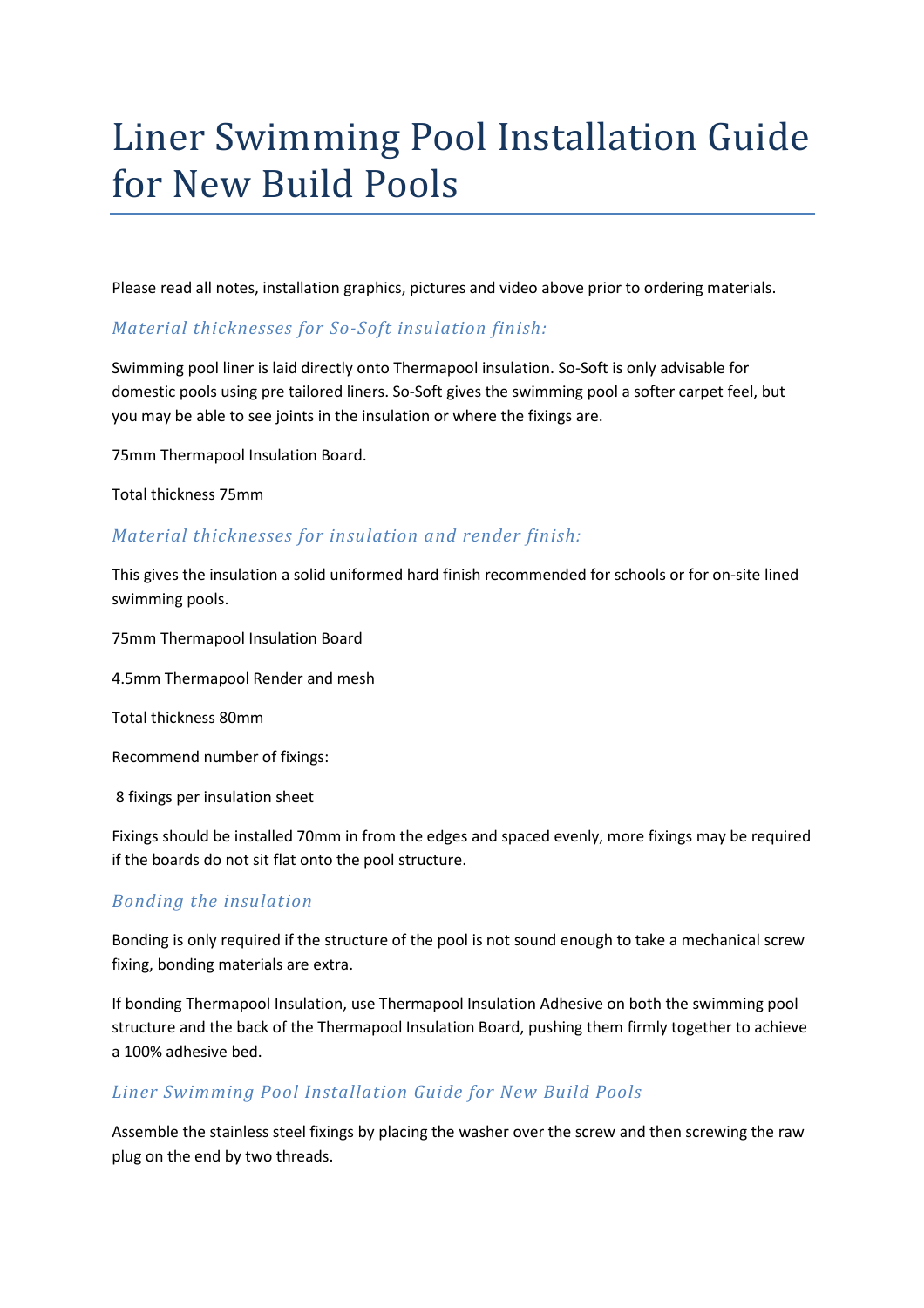# Liner Swimming Pool Installation Guide for New Build Pools

Please read all notes, installation graphics, pictures and video above prior to ordering materials.

### *Material thicknesses for So-Soft insulation finish:*

Swimming pool liner is laid directly onto Thermapool insulation. So-Soft is only advisable for domestic pools using pre tailored liners. So-Soft gives the swimming pool a softer carpet feel, but you may be able to see joints in the insulation or where the fixings are.

75mm Thermapool Insulation Board.

Total thickness 75mm

### *Material thicknesses for insulation and render finish:*

This gives the insulation a solid uniformed hard finish recommended for schools or for on-site lined swimming pools.

75mm Thermapool Insulation Board

4.5mm Thermapool Render and mesh

Total thickness 80mm

Recommend number of fixings:

8 fixings per insulation sheet

Fixings should be installed 70mm in from the edges and spaced evenly, more fixings may be required if the boards do not sit flat onto the pool structure.

### *Bonding the insulation*

Bonding is only required if the structure of the pool is not sound enough to take a mechanical screw fixing, bonding materials are extra.

If bonding Thermapool Insulation, use Thermapool Insulation Adhesive on both the swimming pool structure and the back of the Thermapool Insulation Board, pushing them firmly together to achieve a 100% adhesive bed.

### *Liner Swimming Pool Installation Guide for New Build Pools*

Assemble the stainless steel fixings by placing the washer over the screw and then screwing the raw plug on the end by two threads.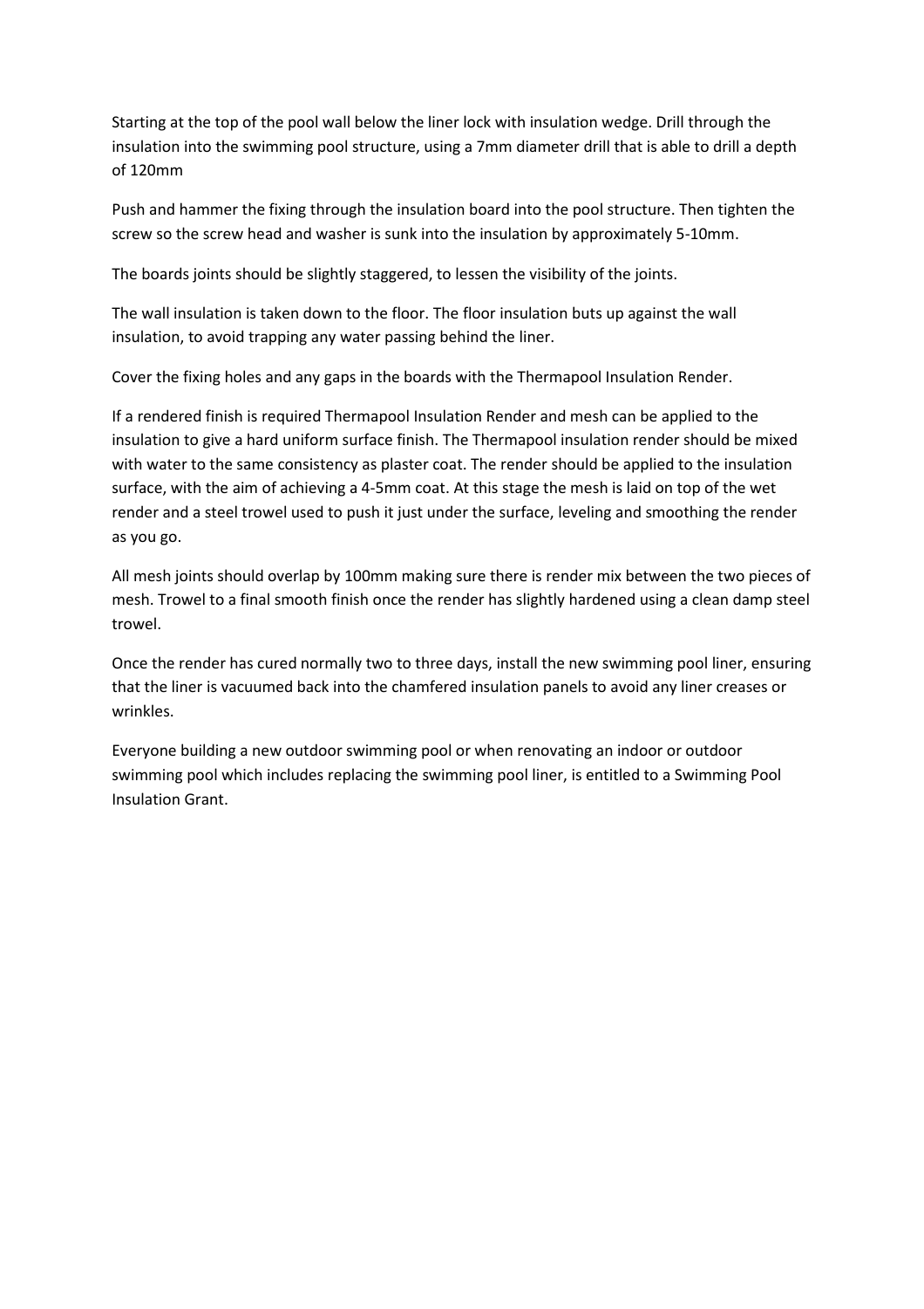Starting at the top of the pool wall below the liner lock with insulation wedge. Drill through the insulation into the swimming pool structure, using a 7mm diameter drill that is able to drill a depth of 120mm

Push and hammer the fixing through the insulation board into the pool structure. Then tighten the screw so the screw head and washer is sunk into the insulation by approximately 5-10mm.

The boards joints should be slightly staggered, to lessen the visibility of the joints.

The wall insulation is taken down to the floor. The floor insulation buts up against the wall insulation, to avoid trapping any water passing behind the liner.

Cover the fixing holes and any gaps in the boards with the Thermapool Insulation Render.

If a rendered finish is required Thermapool Insulation Render and mesh can be applied to the insulation to give a hard uniform surface finish. The Thermapool insulation render should be mixed with water to the same consistency as plaster coat. The render should be applied to the insulation surface, with the aim of achieving a 4-5mm coat. At this stage the mesh is laid on top of the wet render and a steel trowel used to push it just under the surface, leveling and smoothing the render as you go.

All mesh joints should overlap by 100mm making sure there is render mix between the two pieces of mesh. Trowel to a final smooth finish once the render has slightly hardened using a clean damp steel trowel.

Once the render has cured normally two to three days, install the new swimming pool liner, ensuring that the liner is vacuumed back into the chamfered insulation panels to avoid any liner creases or wrinkles.

Everyone building a new outdoor swimming pool or when renovating an indoor or outdoor swimming pool which includes replacing the swimming pool liner, is entitled to a Swimming Pool Insulation Grant.